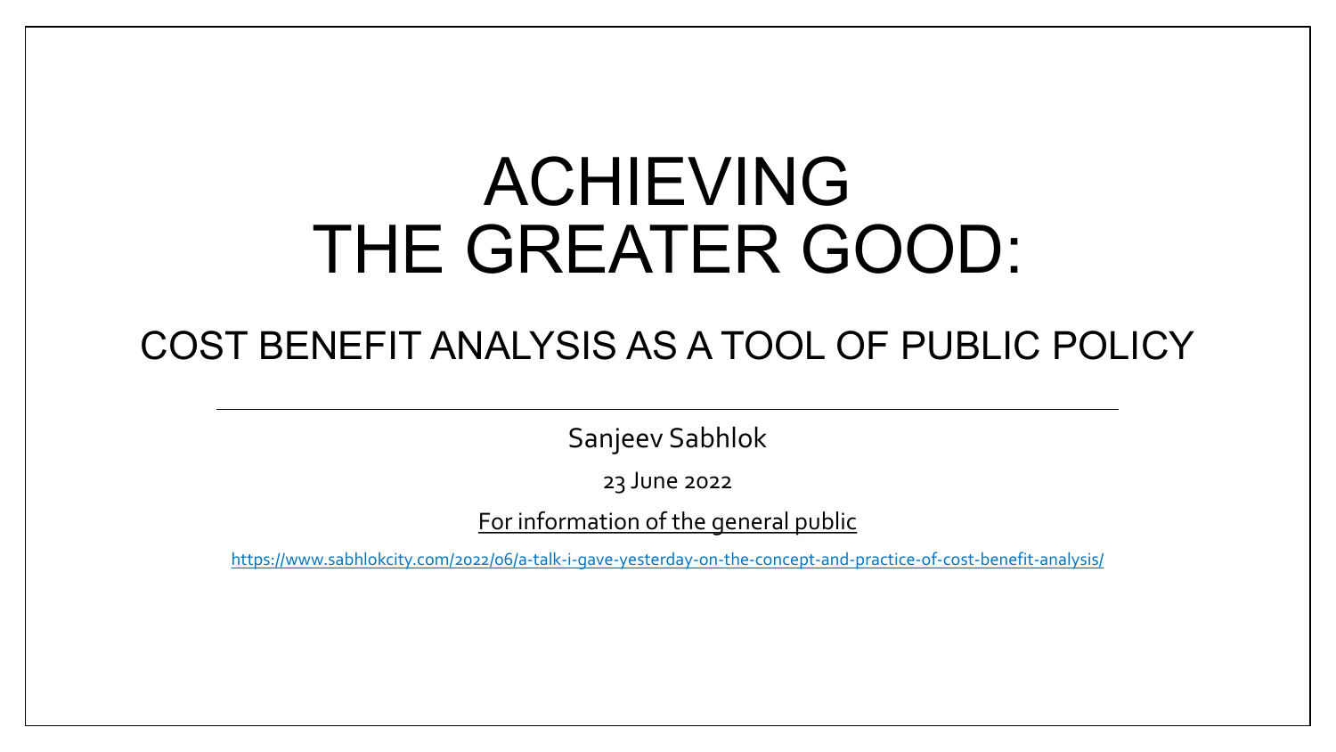# ACHIEVING THE GREATER GOOD:

## COST BENEFIT ANALYSIS AS A TOOL OF PUBLIC POLICY

---

Sanjeev Sabhlok

23 June 2022

For information of the general public

https://www.sabhlokcity.com/2022/06/a-talk-i-gave-yesterday-on-the-concept-and-practice-of-cost-benefit-analysis/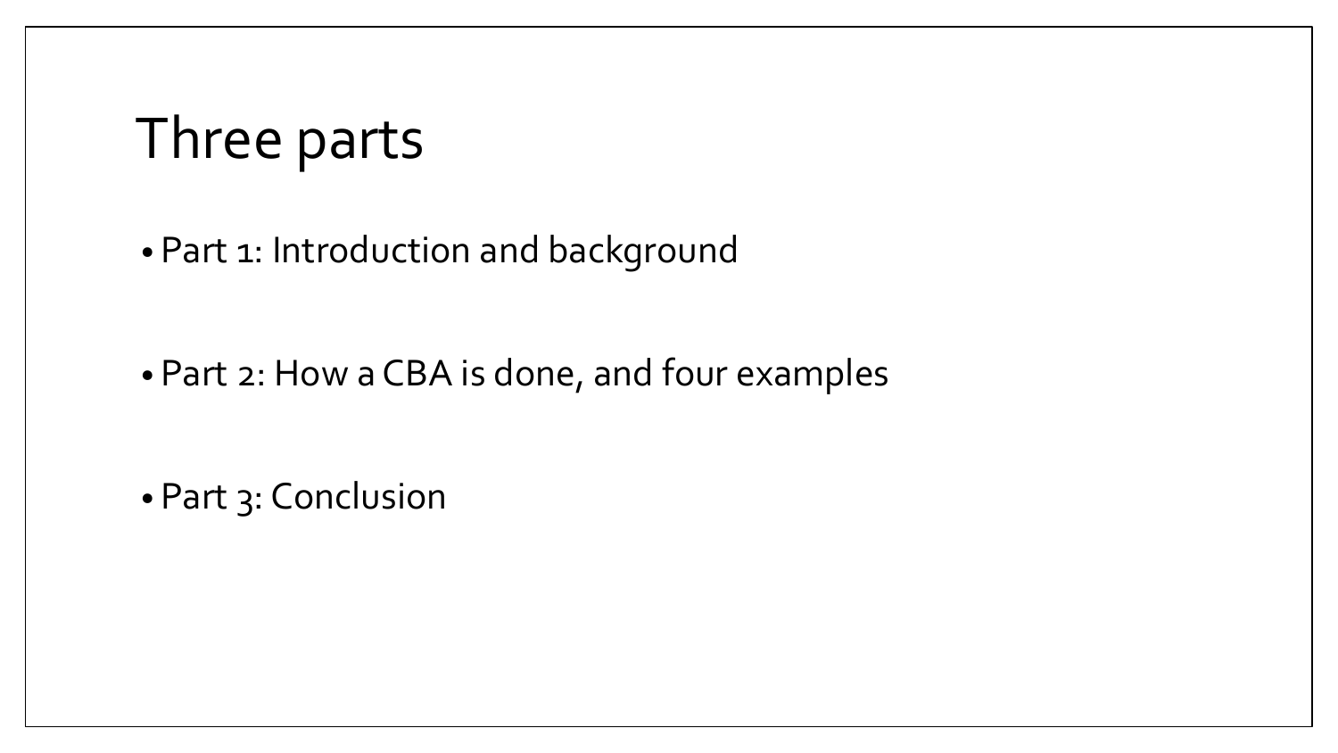# Three parts

- Part 1: Introduction and background
- Part 2: How a CBA is done, and four examples
- Part 3: Conclusion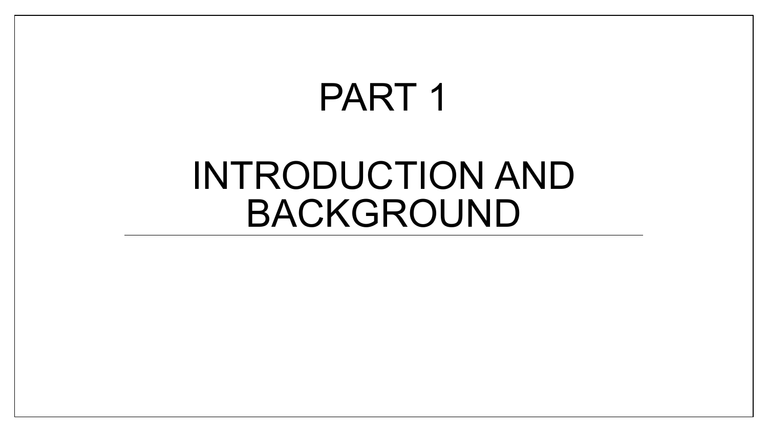# PART 1

# INTRODUCTION AND BACKGROUND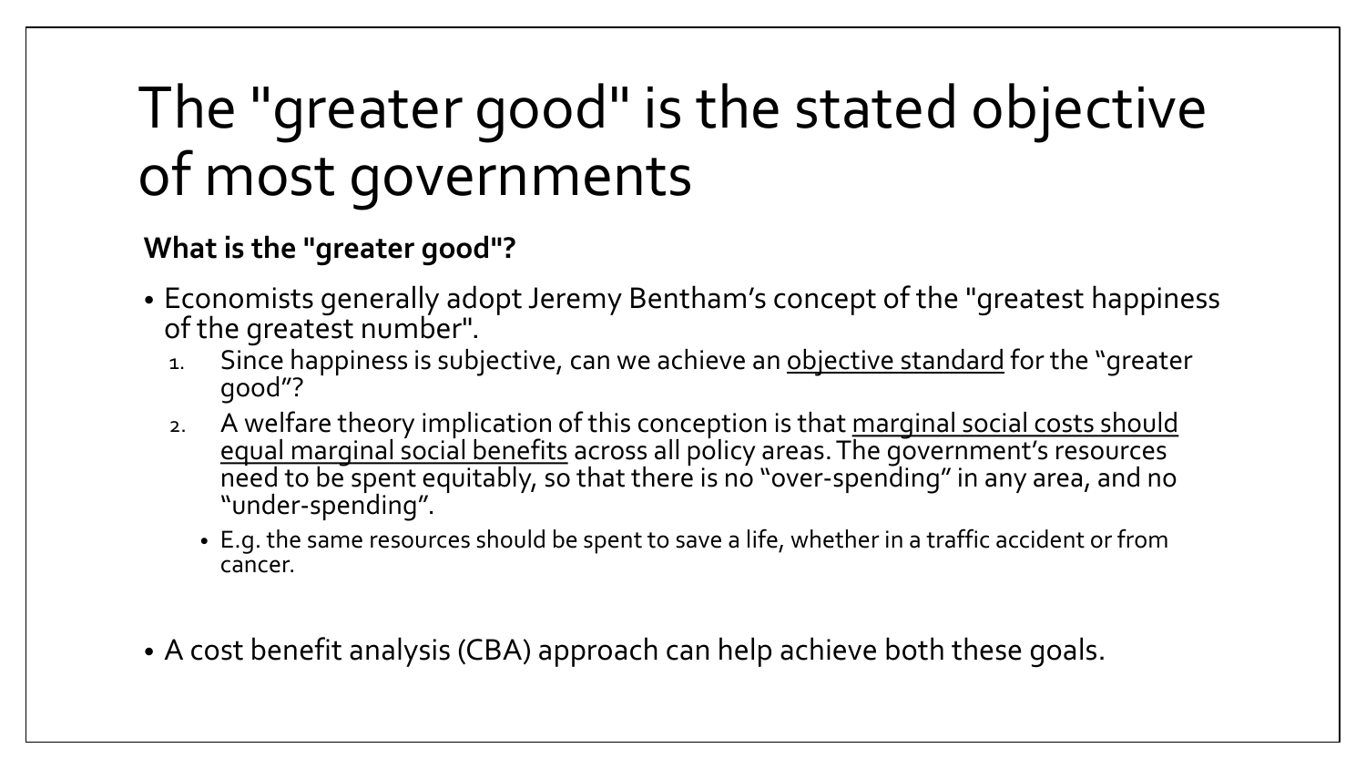# The "greater good" is the stated objective of most governments

**What is the "greater good"?**

- Economists generally adopt Jeremy Bentham's concept of the "greatest happiness of the greatest number".
  1. Since happiness is subjective, can we achieve an <u>objective standard</u> for the "greater good"?
  2. A welfare theory implication of this conception is that <u>marginal social costs should equal marginal social benefits</u> across all policy areas. The government's resources need to be spent equitably, so that there is no "over-spending" in any area, and no "under-spending".
     - E.g. the same resources should be spent to save a life, whether in a traffic accident or from cancer.

- A cost benefit analysis (CBA) approach can help achieve both these goals.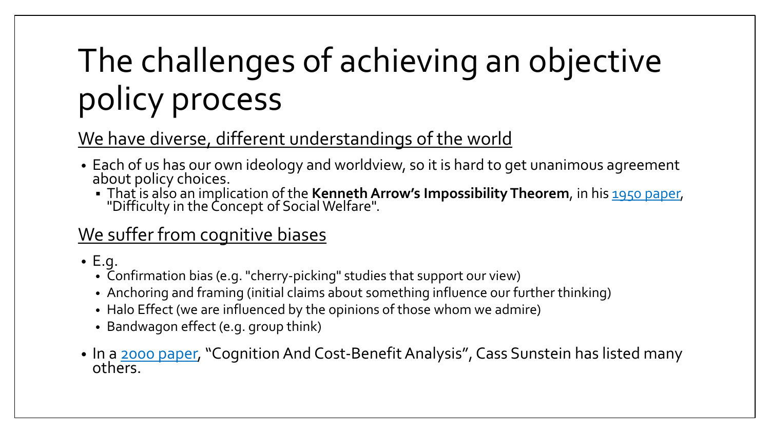# The challenges of achieving an objective policy process

## We have diverse, different understandings of the world

- Each of us has our own ideology and worldview, so it is hard to get unanimous agreement about policy choices.
  - That is also an implication of the **Kenneth Arrow's Impossibility Theorem**, in his 1950 paper, "Difficulty in the Concept of Social Welfare".

## We suffer from cognitive biases

- E.g.
  - Confirmation bias (e.g. "cherry-picking" studies that support our view)
  - Anchoring and framing (initial claims about something influence our further thinking)
  - Halo Effect (we are influenced by the opinions of those whom we admire)
  - Bandwagon effect (e.g. group think)
- In a 2000 paper, "Cognition And Cost-Benefit Analysis", Cass Sunstein has listed many others.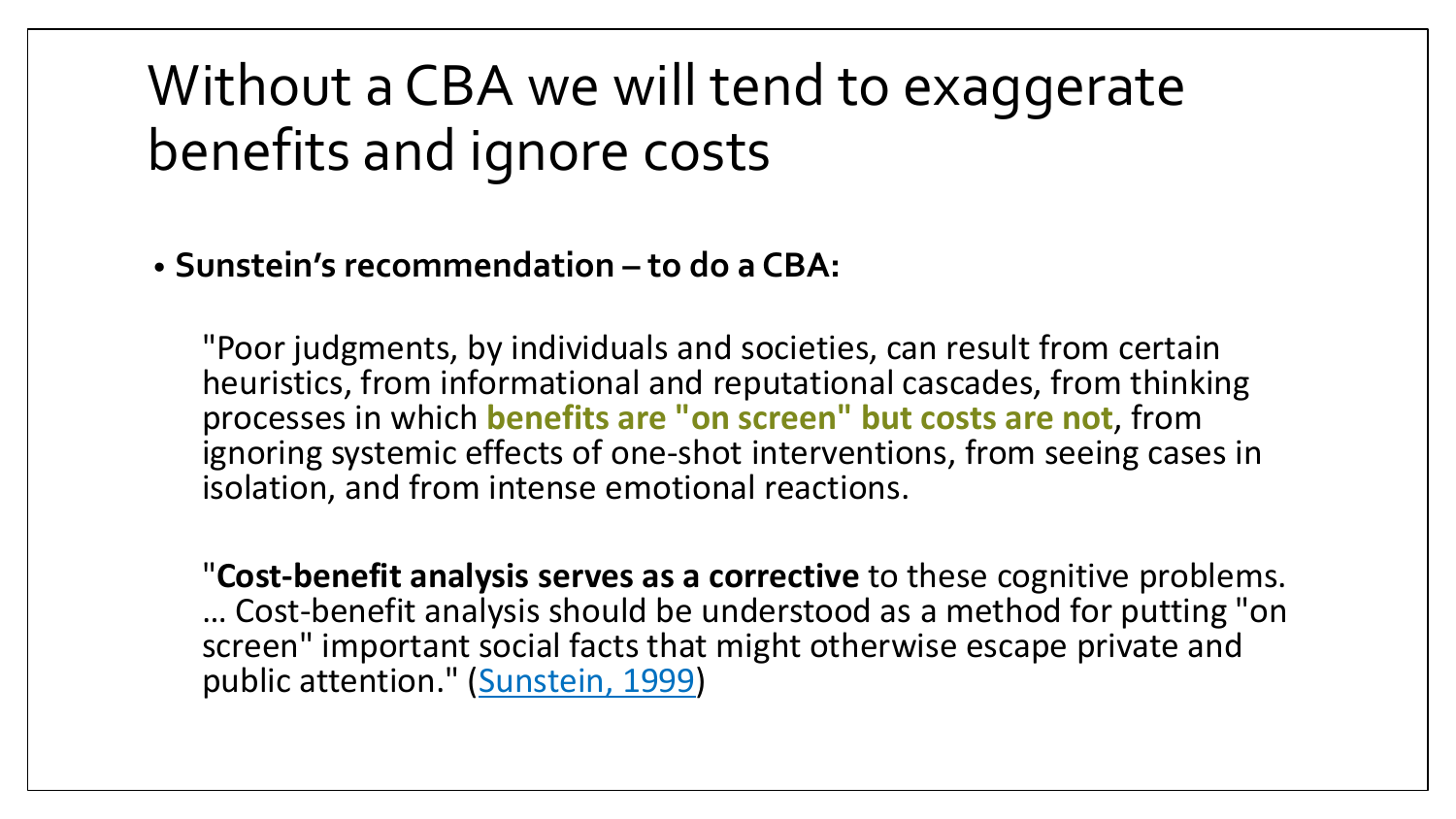# Without a CBA we will tend to exaggerate benefits and ignore costs

- **Sunstein's recommendation – to do a CBA:**

"Poor judgments, by individuals and societies, can result from certain heuristics, from informational and reputational cascades, from thinking processes in which **benefits are "on screen" but costs are not**, from ignoring systemic effects of one-shot interventions, from seeing cases in isolation, and from intense emotional reactions.

"**Cost-benefit analysis serves as a corrective** to these cognitive problems. … Cost-benefit analysis should be understood as a method for putting "on screen" important social facts that might otherwise escape private and public attention." (Sunstein, 1999)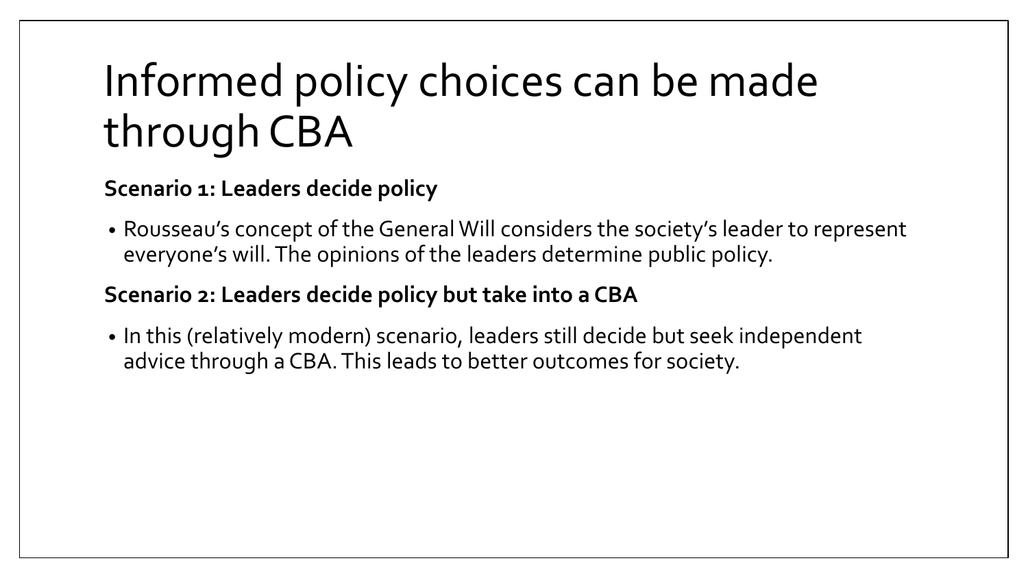# Informed policy choices can be made through CBA

**Scenario 1: Leaders decide policy**

- Rousseau's concept of the General Will considers the society's leader to represent everyone's will. The opinions of the leaders determine public policy.

**Scenario 2: Leaders decide policy but take into a CBA**

- In this (relatively modern) scenario, leaders still decide but seek independent advice through a CBA. This leads to better outcomes for society.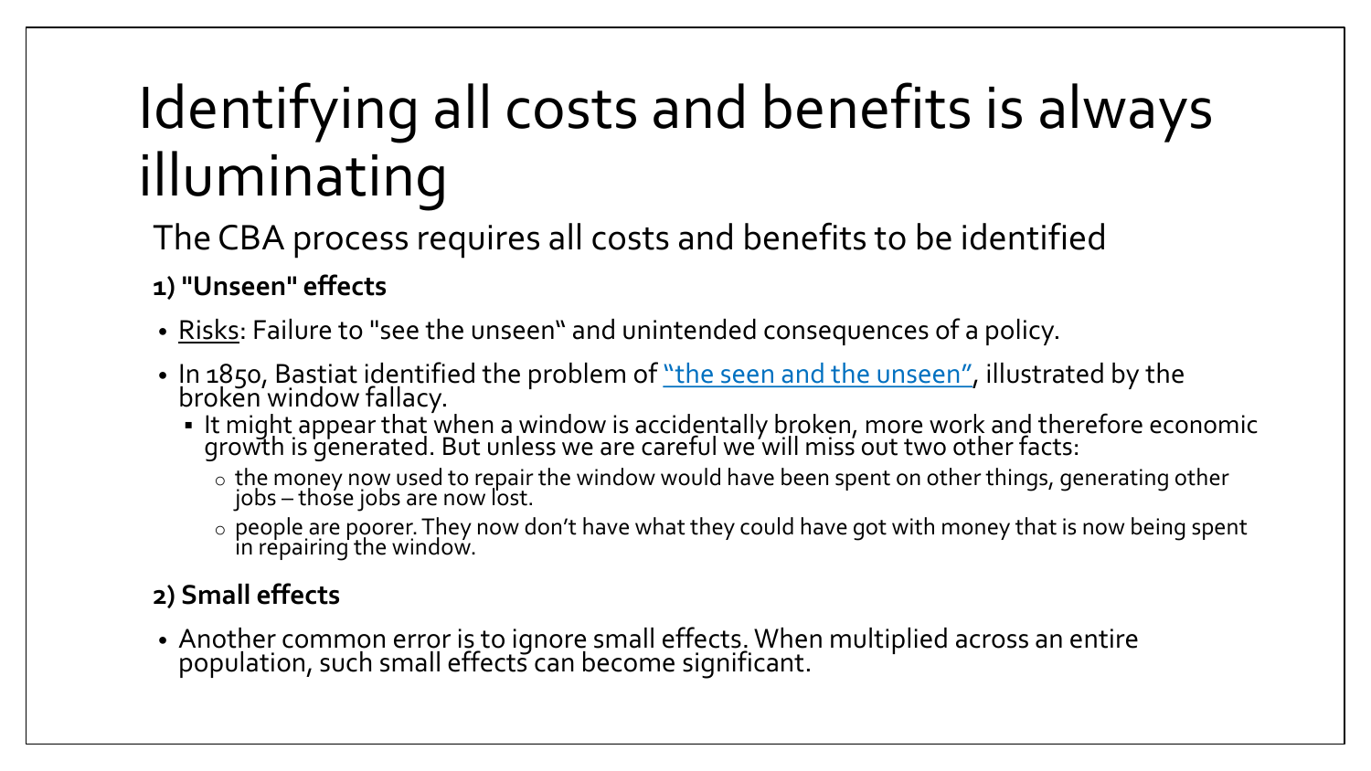# Identifying all costs and benefits is always illuminating

The CBA process requires all costs and benefits to be identified

**1) "Unseen" effects**

- Risks: Failure to "see the unseen" and unintended consequences of a policy.
- In 1850, Bastiat identified the problem of "the seen and the unseen", illustrated by the broken window fallacy.
  - It might appear that when a window is accidentally broken, more work and therefore economic growth is generated. But unless we are careful we will miss out two other facts:
    - the money now used to repair the window would have been spent on other things, generating other jobs – those jobs are now lost.
    - people are poorer. They now don't have what they could have got with money that is now being spent in repairing the window.

**2) Small effects**

- Another common error is to ignore small effects. When multiplied across an entire population, such small effects can become significant.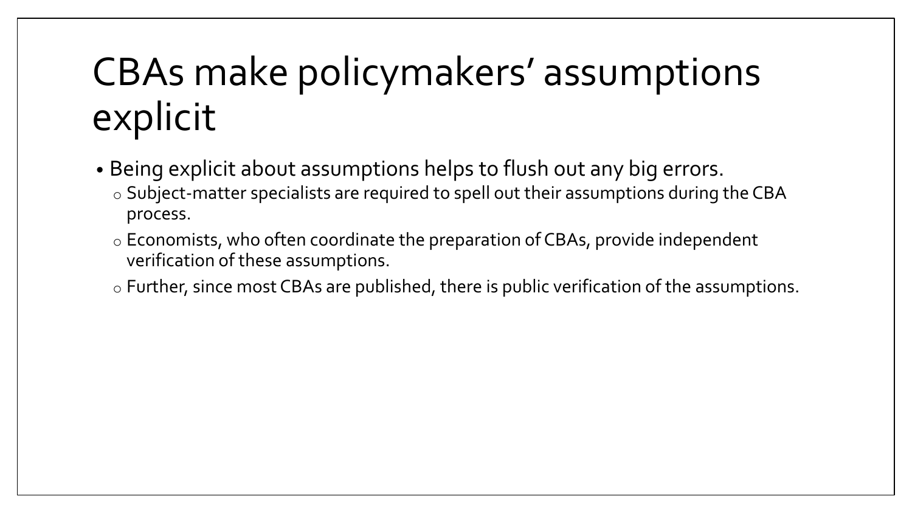# CBAs make policymakers' assumptions explicit

- Being explicit about assumptions helps to flush out any big errors.
  - Subject-matter specialists are required to spell out their assumptions during the CBA process.
  - Economists, who often coordinate the preparation of CBAs, provide independent verification of these assumptions.
  - Further, since most CBAs are published, there is public verification of the assumptions.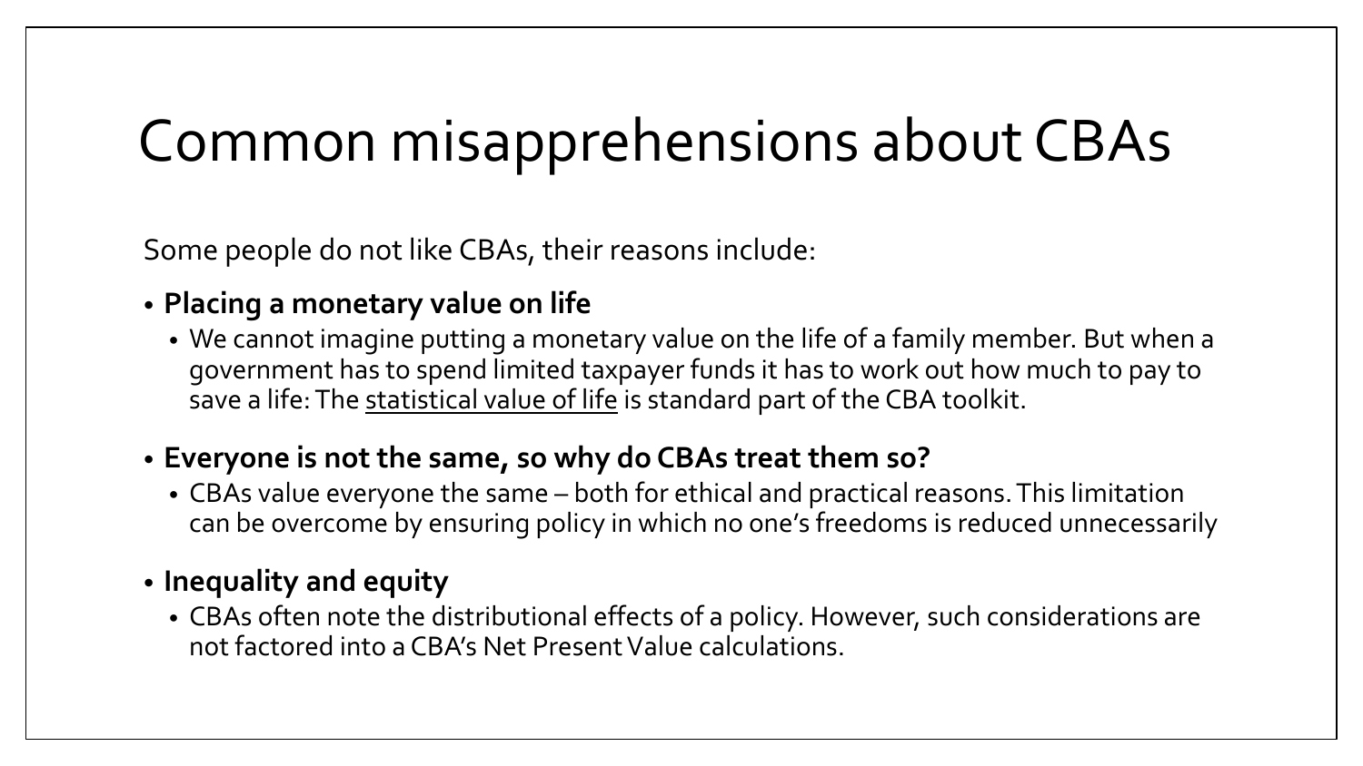# Common misapprehensions about CBAs

Some people do not like CBAs, their reasons include:

- **Placing a monetary value on life**
  - We cannot imagine putting a monetary value on the life of a family member. But when a government has to spend limited taxpayer funds it has to work out how much to pay to save a life: The statistical value of life is standard part of the CBA toolkit.
- **Everyone is not the same, so why do CBAs treat them so?**
  - CBAs value everyone the same – both for ethical and practical reasons. This limitation can be overcome by ensuring policy in which no one's freedoms is reduced unnecessarily
- **Inequality and equity**
  - CBAs often note the distributional effects of a policy. However, such considerations are not factored into a CBA's Net Present Value calculations.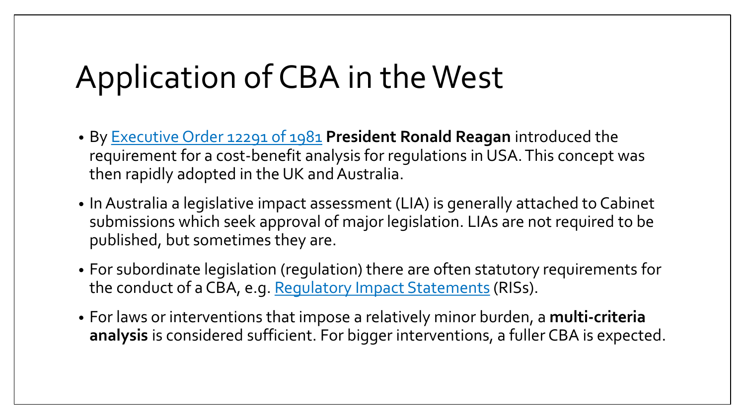# Application of CBA in the West

- By Executive Order 12291 of 1981 **President Ronald Reagan** introduced the requirement for a cost-benefit analysis for regulations in USA. This concept was then rapidly adopted in the UK and Australia.
- In Australia a legislative impact assessment (LIA) is generally attached to Cabinet submissions which seek approval of major legislation. LIAs are not required to be published, but sometimes they are.
- For subordinate legislation (regulation) there are often statutory requirements for the conduct of a CBA, e.g. Regulatory Impact Statements (RISs).
- For laws or interventions that impose a relatively minor burden, a **multi-criteria analysis** is considered sufficient. For bigger interventions, a fuller CBA is expected.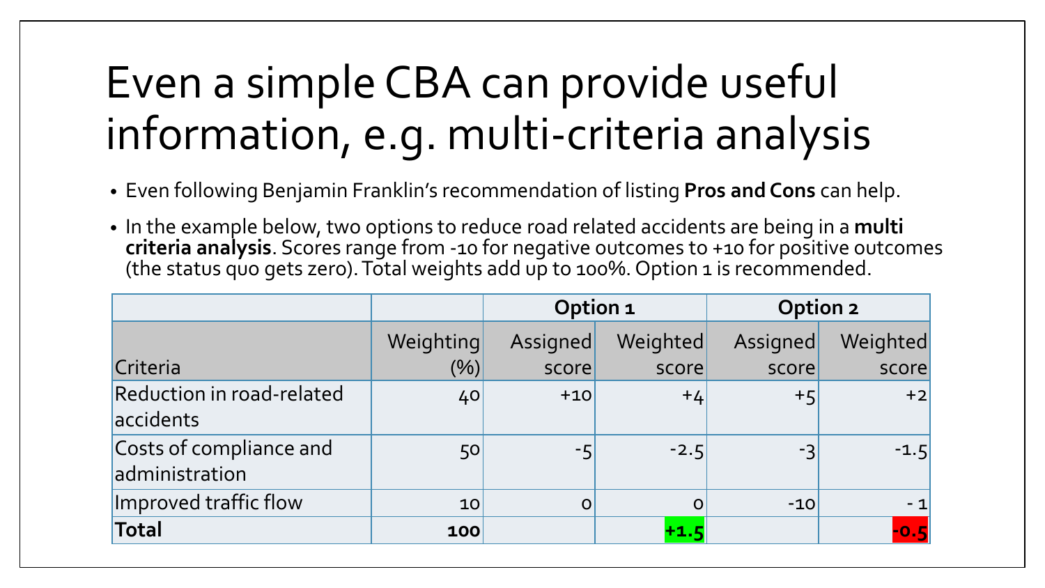# Even a simple CBA can provide useful information, e.g. multi-criteria analysis

- Even following Benjamin Franklin's recommendation of listing **Pros and Cons** can help.
- In the example below, two options to reduce road related accidents are being in a **multi criteria analysis**. Scores range from -10 for negative outcomes to +10 for positive outcomes (the status quo gets zero). Total weights add up to 100%. Option 1 is recommended.

| | | Option 1 | | Option 2 | |
|---|---|---|---|---|---|
| Criteria | Weighting (%) | Assigned score | Weighted score | Assigned score | Weighted score |
| Reduction in road-related accidents | 40 | +10 | +4 | +5 | +2 |
| Costs of compliance and administration | 50 | -5 | -2.5 | -3 | -1.5 |
| Improved traffic flow | 10 | 0 | 0 | -10 | - 1 |
| **Total** | **100** | | **+1.5** | | **-0.5** |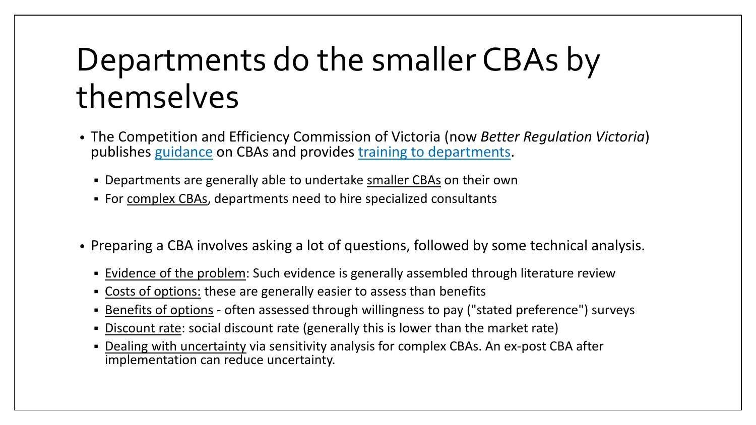# Departments do the smaller CBAs by themselves

- The Competition and Efficiency Commission of Victoria (now *Better Regulation Victoria*) publishes guidance on CBAs and provides training to departments.
  - Departments are generally able to undertake smaller CBAs on their own
  - For complex CBAs, departments need to hire specialized consultants

- Preparing a CBA involves asking a lot of questions, followed by some technical analysis.
  - Evidence of the problem: Such evidence is generally assembled through literature review
  - Costs of options: these are generally easier to assess than benefits
  - Benefits of options - often assessed through willingness to pay ("stated preference") surveys
  - Discount rate: social discount rate (generally this is lower than the market rate)
  - Dealing with uncertainty via sensitivity analysis for complex CBAs. An ex-post CBA after implementation can reduce uncertainty.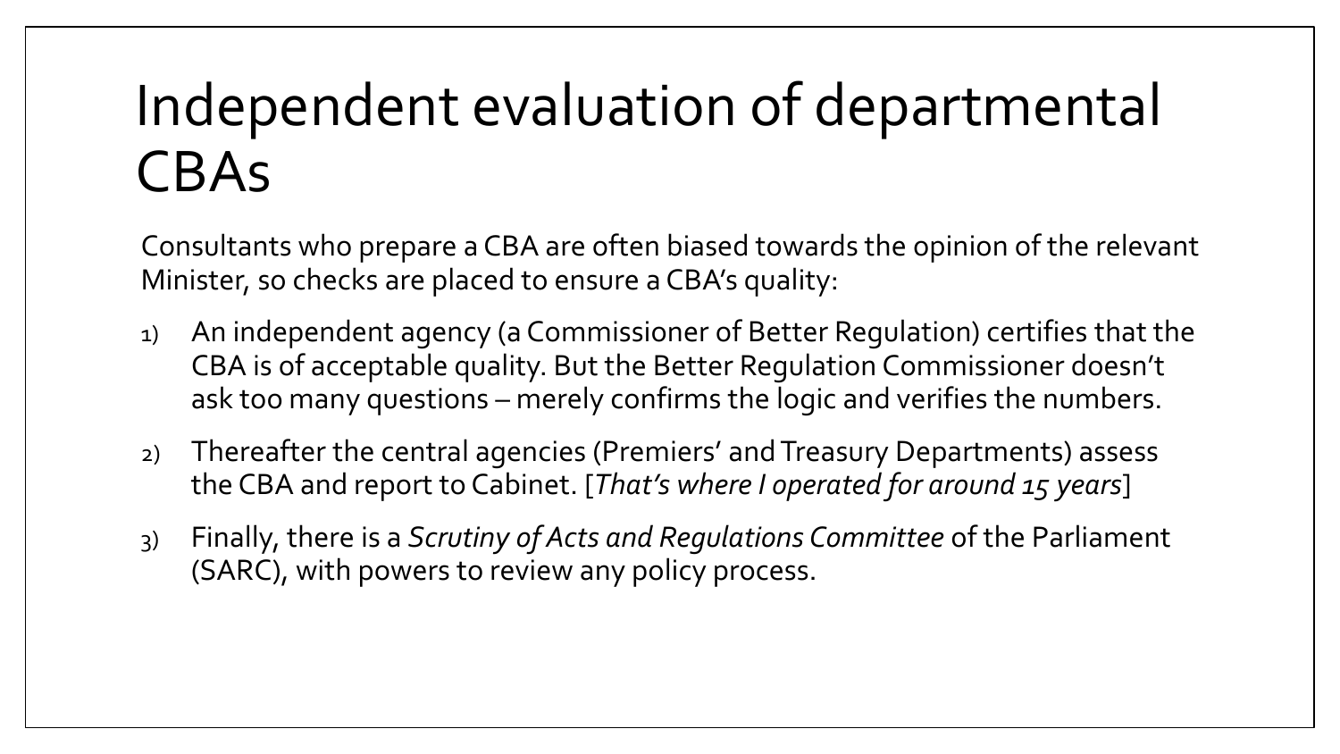# Independent evaluation of departmental CBAs

Consultants who prepare a CBA are often biased towards the opinion of the relevant Minister, so checks are placed to ensure a CBA's quality:

1) An independent agency (a Commissioner of Better Regulation) certifies that the CBA is of acceptable quality. But the Better Regulation Commissioner doesn't ask too many questions – merely confirms the logic and verifies the numbers.

2) Thereafter the central agencies (Premiers' and Treasury Departments) assess the CBA and report to Cabinet. [*That's where I operated for around 15 years*]

3) Finally, there is a *Scrutiny of Acts and Regulations Committee* of the Parliament (SARC), with powers to review any policy process.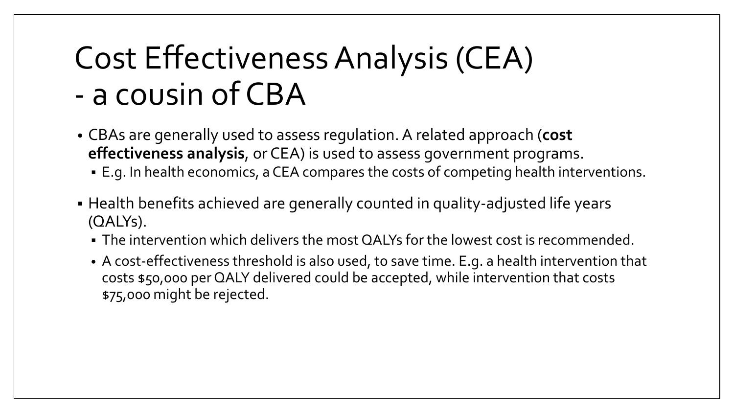# Cost Effectiveness Analysis (CEA) - a cousin of CBA

- CBAs are generally used to assess regulation. A related approach (**cost effectiveness analysis**, or CEA) is used to assess government programs.
  - E.g. In health economics, a CEA compares the costs of competing health interventions.
- Health benefits achieved are generally counted in quality-adjusted life years (QALYs).
  - The intervention which delivers the most QALYs for the lowest cost is recommended.
  - A cost-effectiveness threshold is also used, to save time. E.g. a health intervention that costs $50,000 per QALY delivered could be accepted, while intervention that costs $75,000 might be rejected.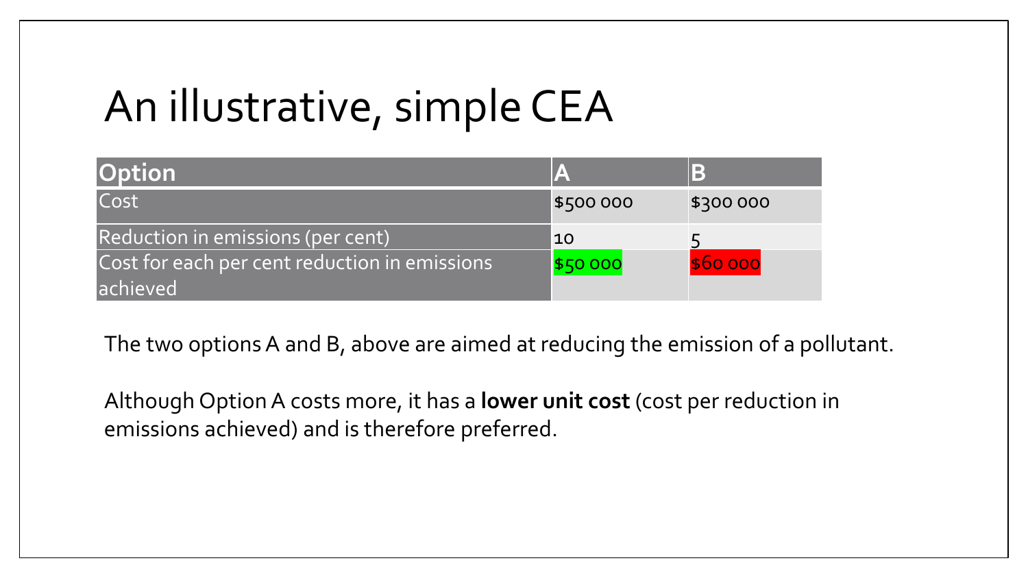# An illustrative, simple CEA

| Option | A | B |
|---|---|---|
| Cost | $500 000 | $300 000 |
| Reduction in emissions (per cent) | 10 | 5 |
| Cost for each per cent reduction in emissions achieved | $50 000 | $60 000 |

The two options A and B, above are aimed at reducing the emission of a pollutant.

Although Option A costs more, it has a **lower unit cost** (cost per reduction in emissions achieved) and is therefore preferred.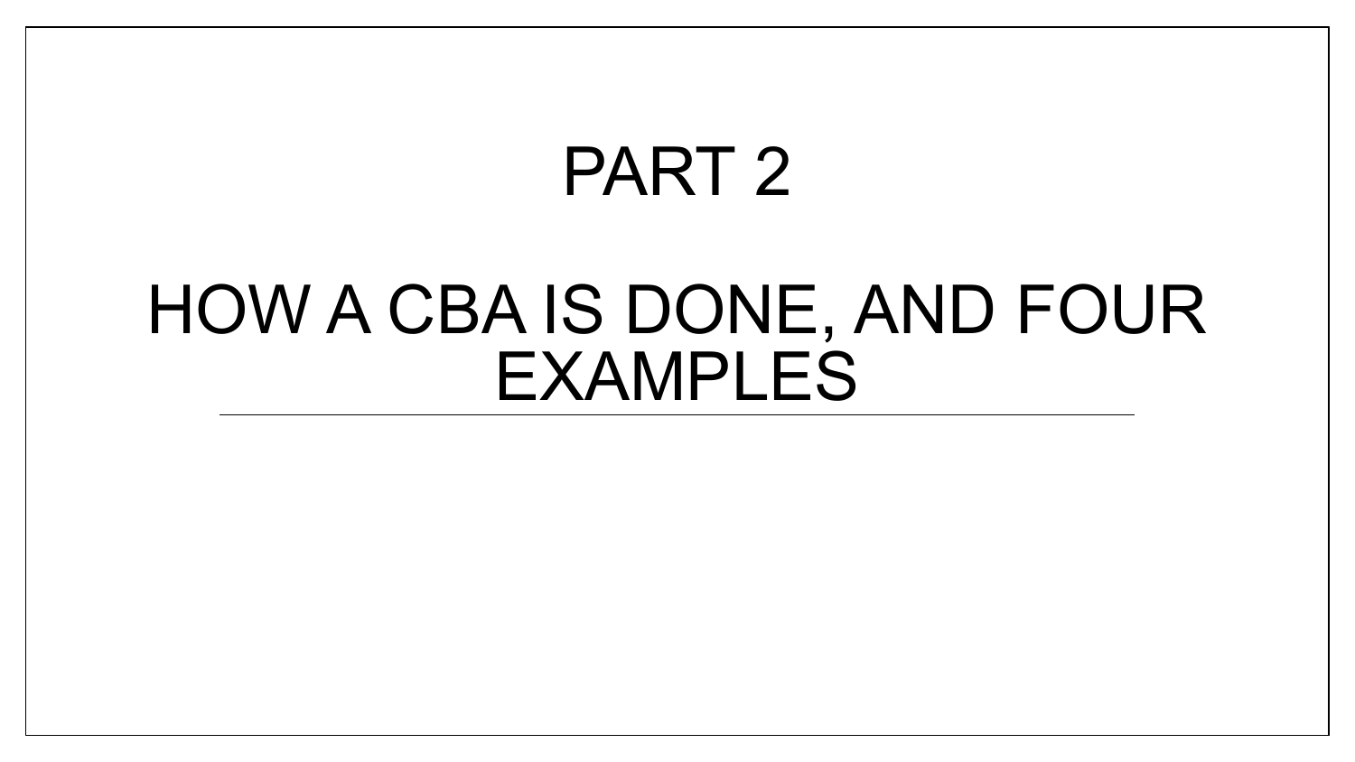# PART 2

# HOW A CBA IS DONE, AND FOUR EXAMPLES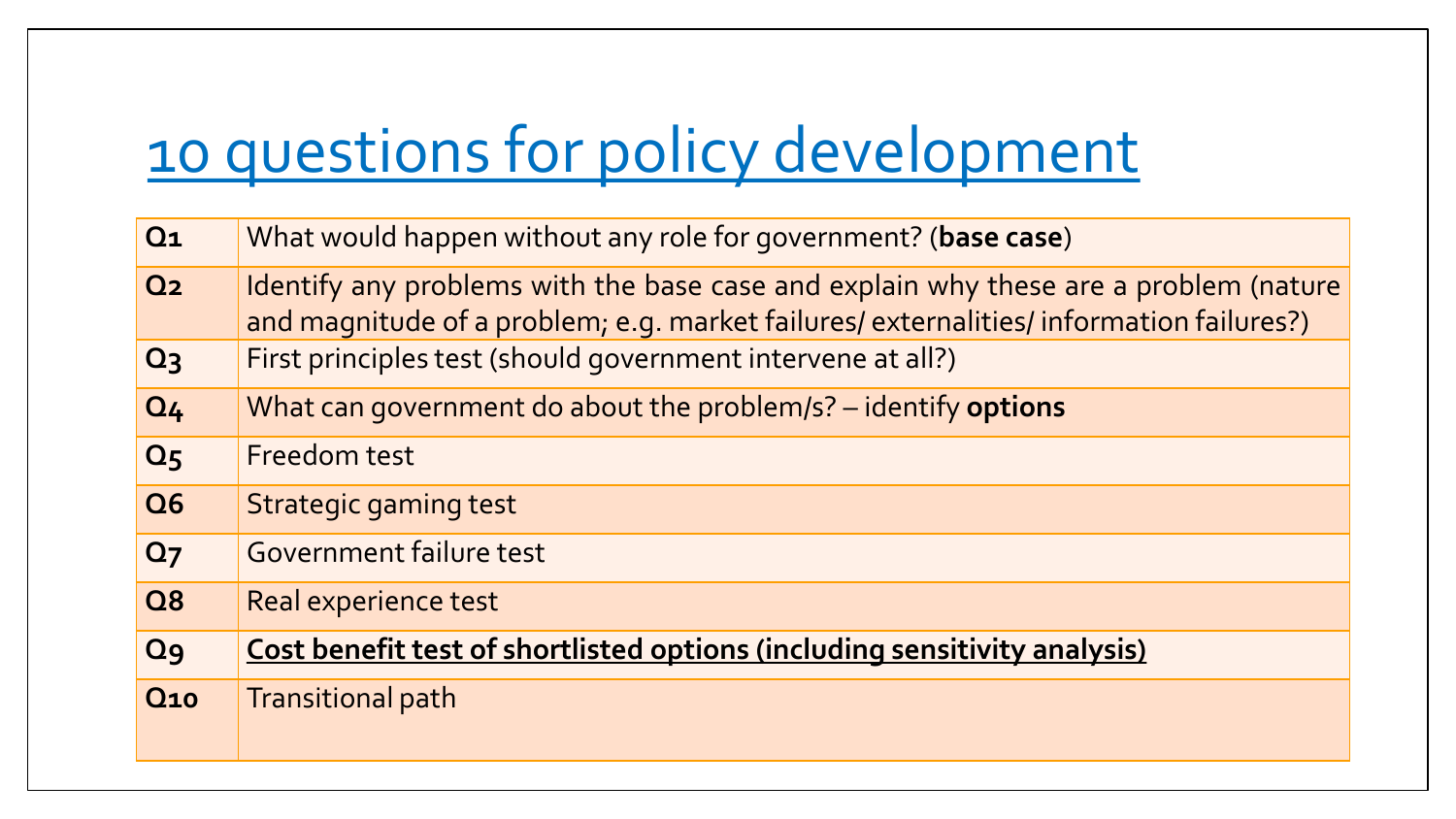# 10 questions for policy development

| | |
|---|---|
| Q1 | What would happen without any role for government? (**base case**) |
| Q2 | Identify any problems with the base case and explain why these are a problem (nature and magnitude of a problem; e.g. market failures/ externalities/ information failures?) |
| Q3 | First principles test (should government intervene at all?) |
| Q4 | What can government do about the problem/s? – identify **options** |
| Q5 | Freedom test |
| Q6 | Strategic gaming test |
| Q7 | Government failure test |
| Q8 | Real experience test |
| Q9 | **Cost benefit test of shortlisted options (including sensitivity analysis)** |
| Q10 | Transitional path |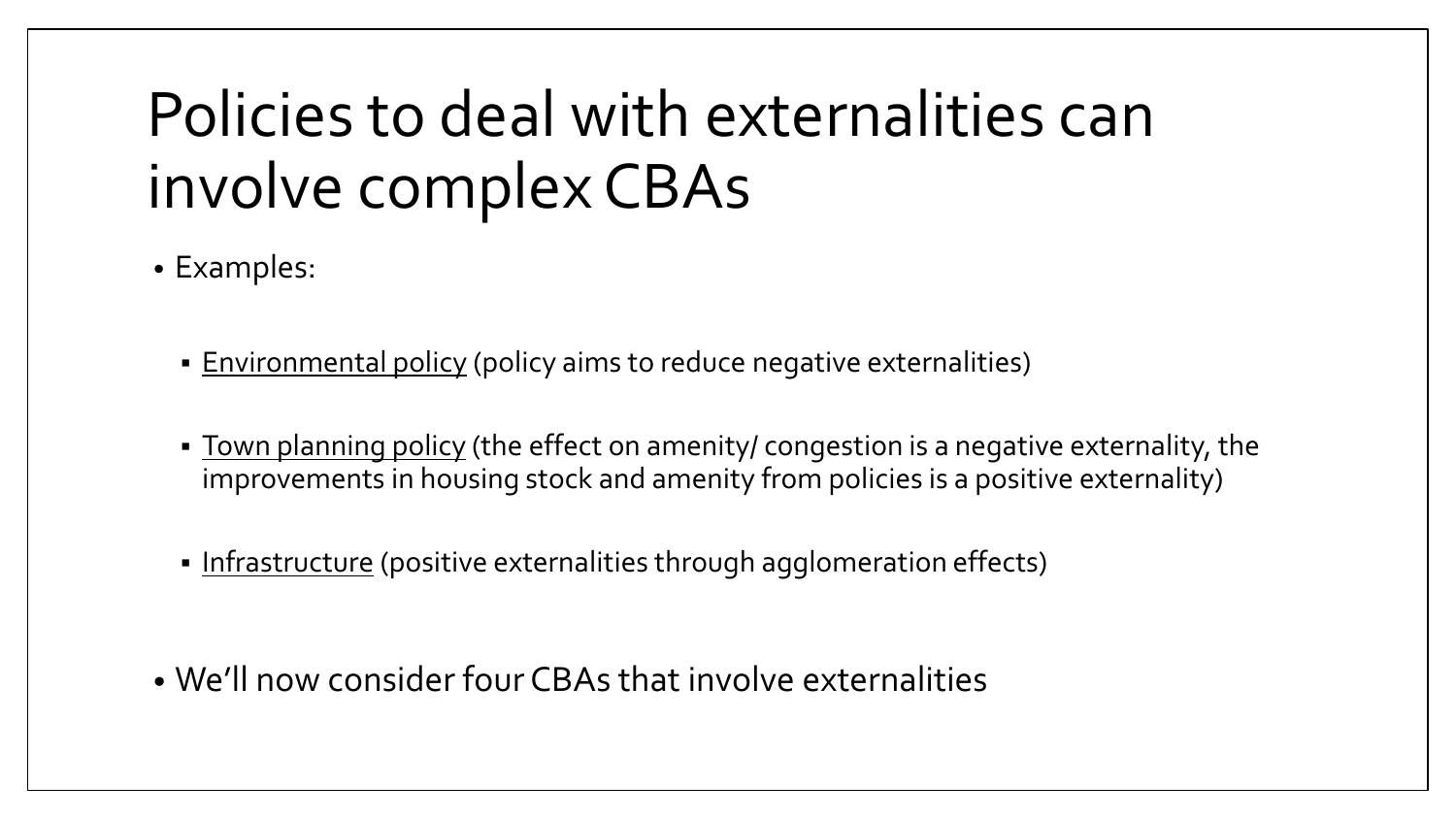# Policies to deal with externalities can involve complex CBAs

- Examples:
  - Environmental policy (policy aims to reduce negative externalities)
  - Town planning policy (the effect on amenity/ congestion is a negative externality, the improvements in housing stock and amenity from policies is a positive externality)
  - Infrastructure (positive externalities through agglomeration effects)
- We'll now consider four CBAs that involve externalities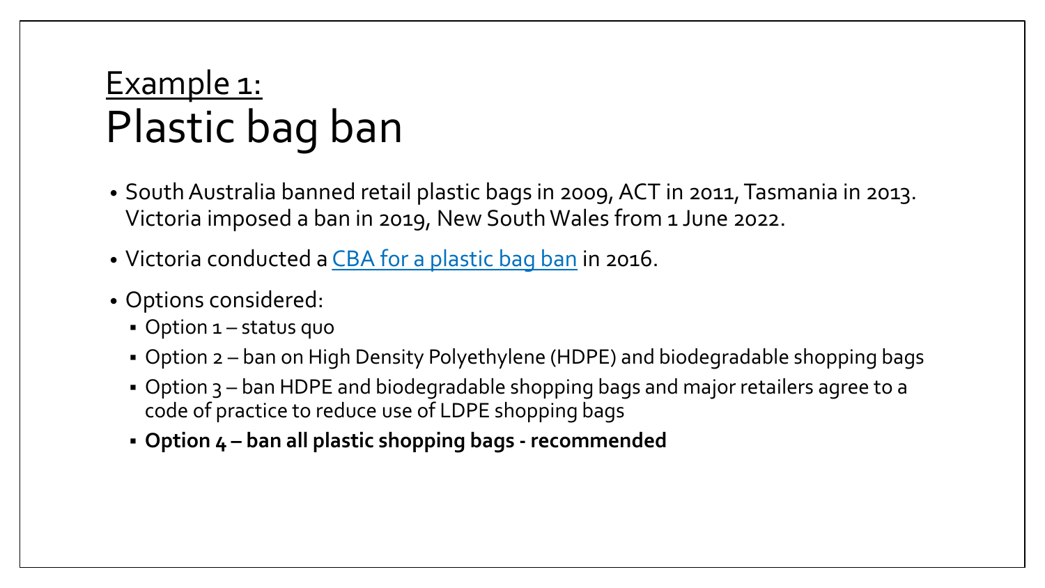# Example 1: Plastic bag ban

- South Australia banned retail plastic bags in 2009, ACT in 2011, Tasmania in 2013. Victoria imposed a ban in 2019, New South Wales from 1 June 2022.
- Victoria conducted a CBA for a plastic bag ban in 2016.
- Options considered:
  - Option 1 – status quo
  - Option 2 – ban on High Density Polyethylene (HDPE) and biodegradable shopping bags
  - Option 3 – ban HDPE and biodegradable shopping bags and major retailers agree to a code of practice to reduce use of LDPE shopping bags
  - **Option 4 – ban all plastic shopping bags - recommended**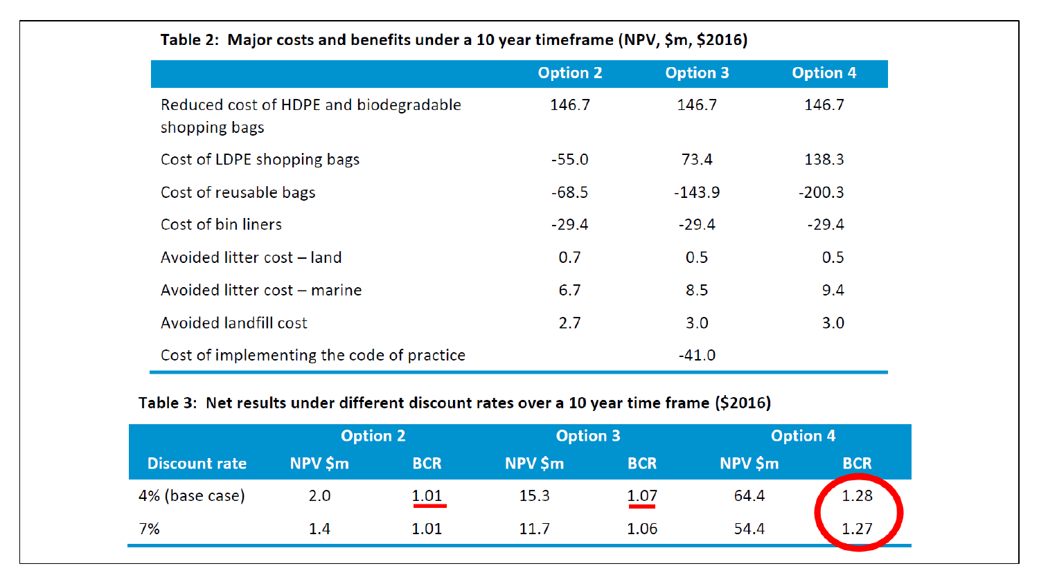**Table 2: Major costs and benefits under a 10 year timeframe (NPV, $m, $2016)**

| | Option 2 | Option 3 | Option 4 |
|---|---|---|---|
| Reduced cost of HDPE and biodegradable shopping bags | 146.7 | 146.7 | 146.7 |
| Cost of LDPE shopping bags | -55.0 | 73.4 | 138.3 |
| Cost of reusable bags | -68.5 | -143.9 | -200.3 |
| Cost of bin liners | -29.4 | -29.4 | -29.4 |
| Avoided litter cost – land | 0.7 | 0.5 | 0.5 |
| Avoided litter cost – marine | 6.7 | 8.5 | 9.4 |
| Avoided landfill cost | 2.7 | 3.0 | 3.0 |
| Cost of implementing the code of practice | | -41.0 | |

**Table 3: Net results under different discount rates over a 10 year time frame ($2016)**

| | Option 2 | | Option 3 | | Option 4 | |
|---|---|---|---|---|---|---|
| Discount rate | NPV $m | BCR | NPV $m | BCR | NPV $m | BCR |
| 4% (base case) | 2.0 | 1.01 | 15.3 | 1.07 | 64.4 | 1.28 |
| 7% | 1.4 | 1.01 | 11.7 | 1.06 | 54.4 | 1.27 |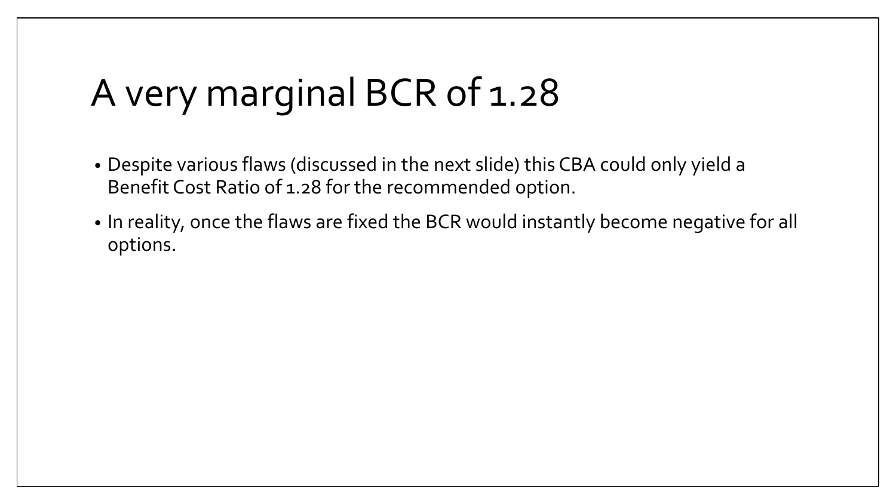# A very marginal BCR of 1.28

- Despite various flaws (discussed in the next slide) this CBA could only yield a Benefit Cost Ratio of 1.28 for the recommended option.
- In reality, once the flaws are fixed the BCR would instantly become negative for all options.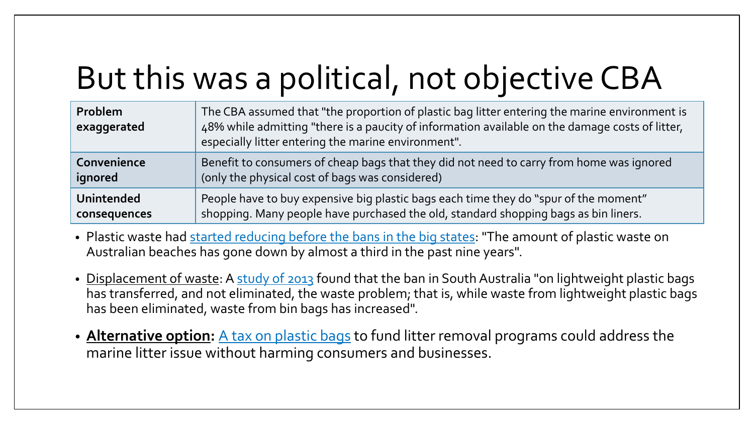# But this was a political, not objective CBA

| | |
|---|---|
| **Problem exaggerated** | The CBA assumed that "the proportion of plastic bag litter entering the marine environment is 48% while admitting "there is a paucity of information available on the damage costs of litter, especially litter entering the marine environment". |
| **Convenience ignored** | Benefit to consumers of cheap bags that they did not need to carry from home was ignored (only the physical cost of bags was considered) |
| **Unintended consequences** | People have to buy expensive big plastic bags each time they do "spur of the moment" shopping. Many people have purchased the old, standard shopping bags as bin liners. |

- Plastic waste had started reducing before the bans in the big states: "The amount of plastic waste on Australian beaches has gone down by almost a third in the past nine years".
- Displacement of waste: A study of 2013 found that the ban in South Australia "on lightweight plastic bags has transferred, and not eliminated, the waste problem; that is, while waste from lightweight plastic bags has been eliminated, waste from bin bags has increased".
- **Alternative option:** A tax on plastic bags to fund litter removal programs could address the marine litter issue without harming consumers and businesses.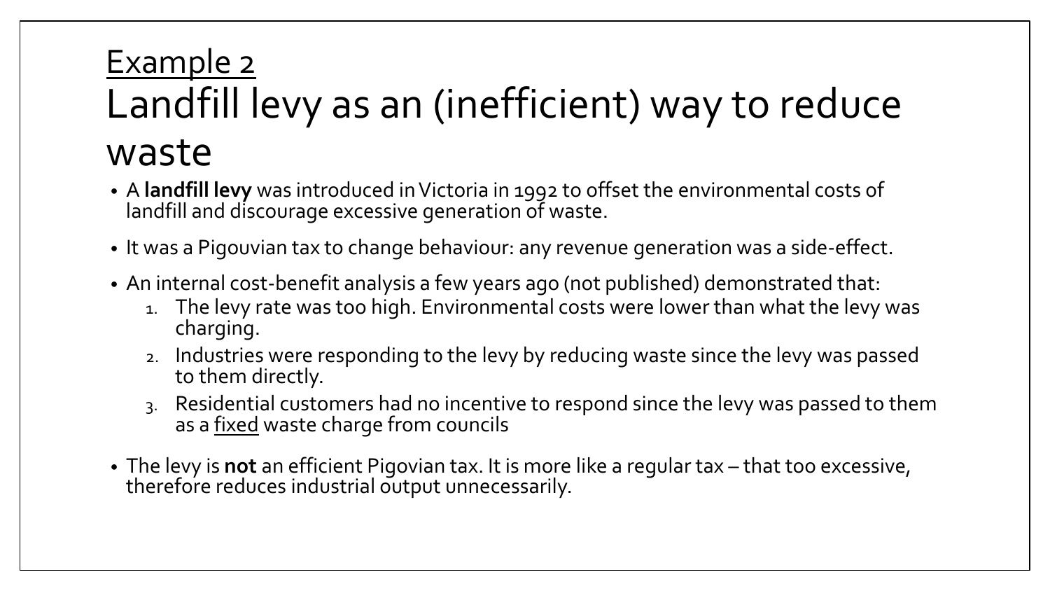## Example 2

# Landfill levy as an (inefficient) way to reduce waste

- A **landfill levy** was introduced in Victoria in 1992 to offset the environmental costs of landfill and discourage excessive generation of waste.
- It was a Pigouvian tax to change behaviour: any revenue generation was a side-effect.
- An internal cost-benefit analysis a few years ago (not published) demonstrated that:
  1. The levy rate was too high. Environmental costs were lower than what the levy was charging.
  2. Industries were responding to the levy by reducing waste since the levy was passed to them directly.
  3. Residential customers had no incentive to respond since the levy was passed to them as a fixed waste charge from councils
- The levy is **not** an efficient Pigovian tax. It is more like a regular tax – that too excessive, therefore reduces industrial output unnecessarily.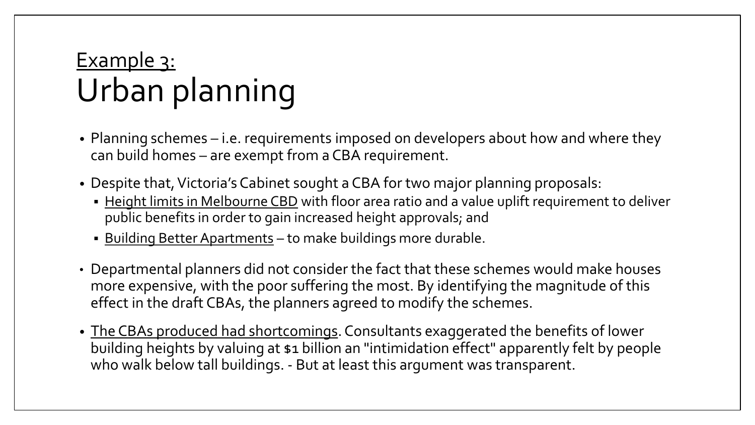# <u>Example 3:</u> Urban planning

- Planning schemes – i.e. requirements imposed on developers about how and where they can build homes – are exempt from a CBA requirement.
- Despite that, Victoria's Cabinet sought a CBA for two major planning proposals:
  - <u>Height limits in Melbourne CBD</u> with floor area ratio and a value uplift requirement to deliver public benefits in order to gain increased height approvals; and
  - <u>Building Better Apartments</u> – to make buildings more durable.
- Departmental planners did not consider the fact that these schemes would make houses more expensive, with the poor suffering the most. By identifying the magnitude of this effect in the draft CBAs, the planners agreed to modify the schemes.
- <u>The CBAs produced had shortcomings</u>. Consultants exaggerated the benefits of lower building heights by valuing at $1 billion an "intimidation effect" apparently felt by people who walk below tall buildings. - But at least this argument was transparent.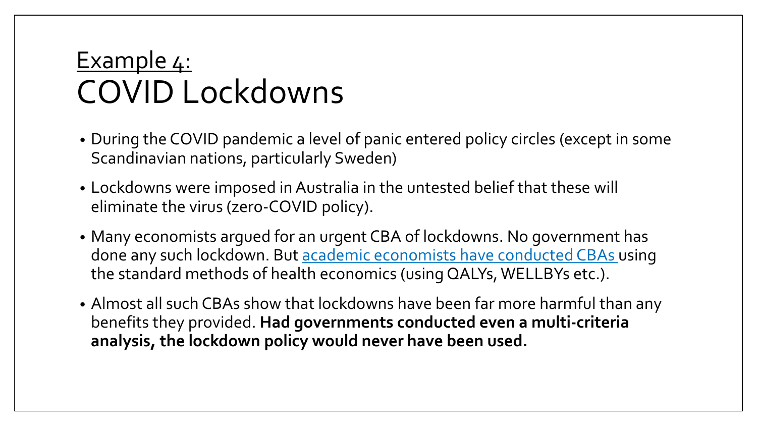# Example 4:
# COVID Lockdowns

- During the COVID pandemic a level of panic entered policy circles (except in some Scandinavian nations, particularly Sweden)
- Lockdowns were imposed in Australia in the untested belief that these will eliminate the virus (zero-COVID policy).
- Many economists argued for an urgent CBA of lockdowns. No government has done any such lockdown. But academic economists have conducted CBAs using the standard methods of health economics (using QALYs, WELLBYs etc.).
- Almost all such CBAs show that lockdowns have been far more harmful than any benefits they provided. **Had governments conducted even a multi-criteria analysis, the lockdown policy would never have been used.**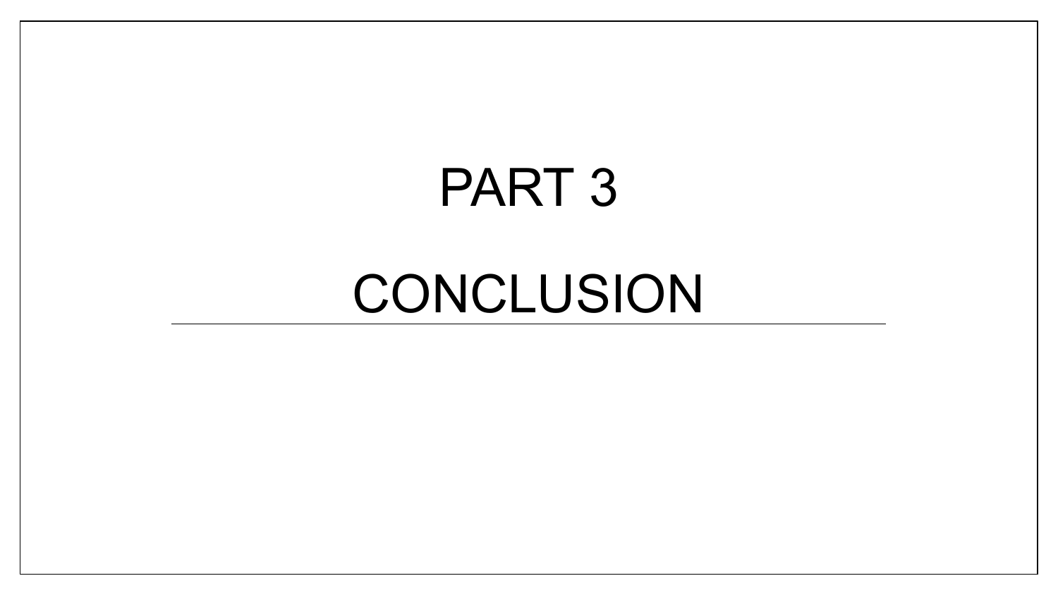# PART 3

# CONCLUSION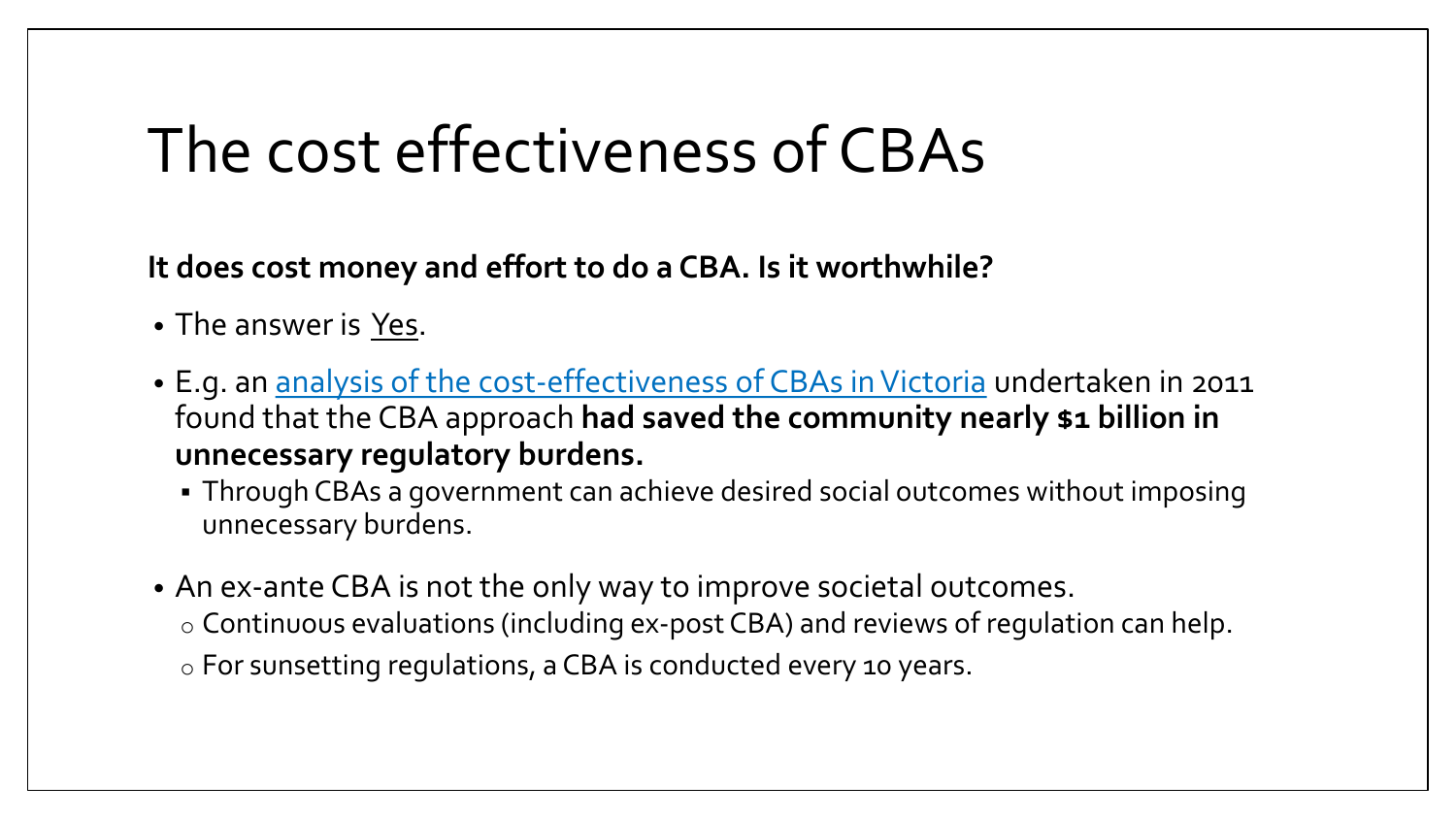# The cost effectiveness of CBAs

**It does cost money and effort to do a CBA. Is it worthwhile?**

- The answer is Yes.
- E.g. an analysis of the cost-effectiveness of CBAs in Victoria undertaken in 2011 found that the CBA approach **had saved the community nearly $1 billion in unnecessary regulatory burdens.**
  - Through CBAs a government can achieve desired social outcomes without imposing unnecessary burdens.
- An ex-ante CBA is not the only way to improve societal outcomes.
  - Continuous evaluations (including ex-post CBA) and reviews of regulation can help.
  - For sunsetting regulations, a CBA is conducted every 10 years.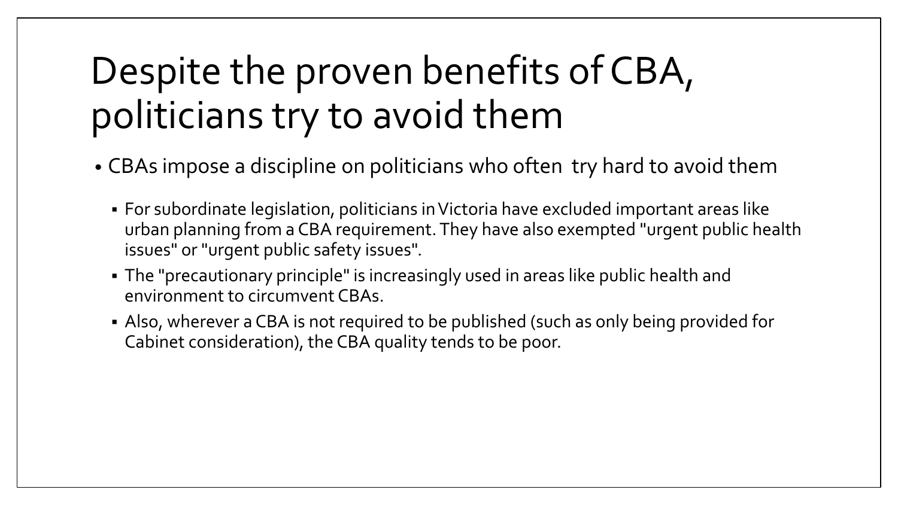# Despite the proven benefits of CBA, politicians try to avoid them

- CBAs impose a discipline on politicians who often try hard to avoid them
  - For subordinate legislation, politicians in Victoria have excluded important areas like urban planning from a CBA requirement. They have also exempted "urgent public health issues" or "urgent public safety issues".
  - The "precautionary principle" is increasingly used in areas like public health and environment to circumvent CBAs.
  - Also, wherever a CBA is not required to be published (such as only being provided for Cabinet consideration), the CBA quality tends to be poor.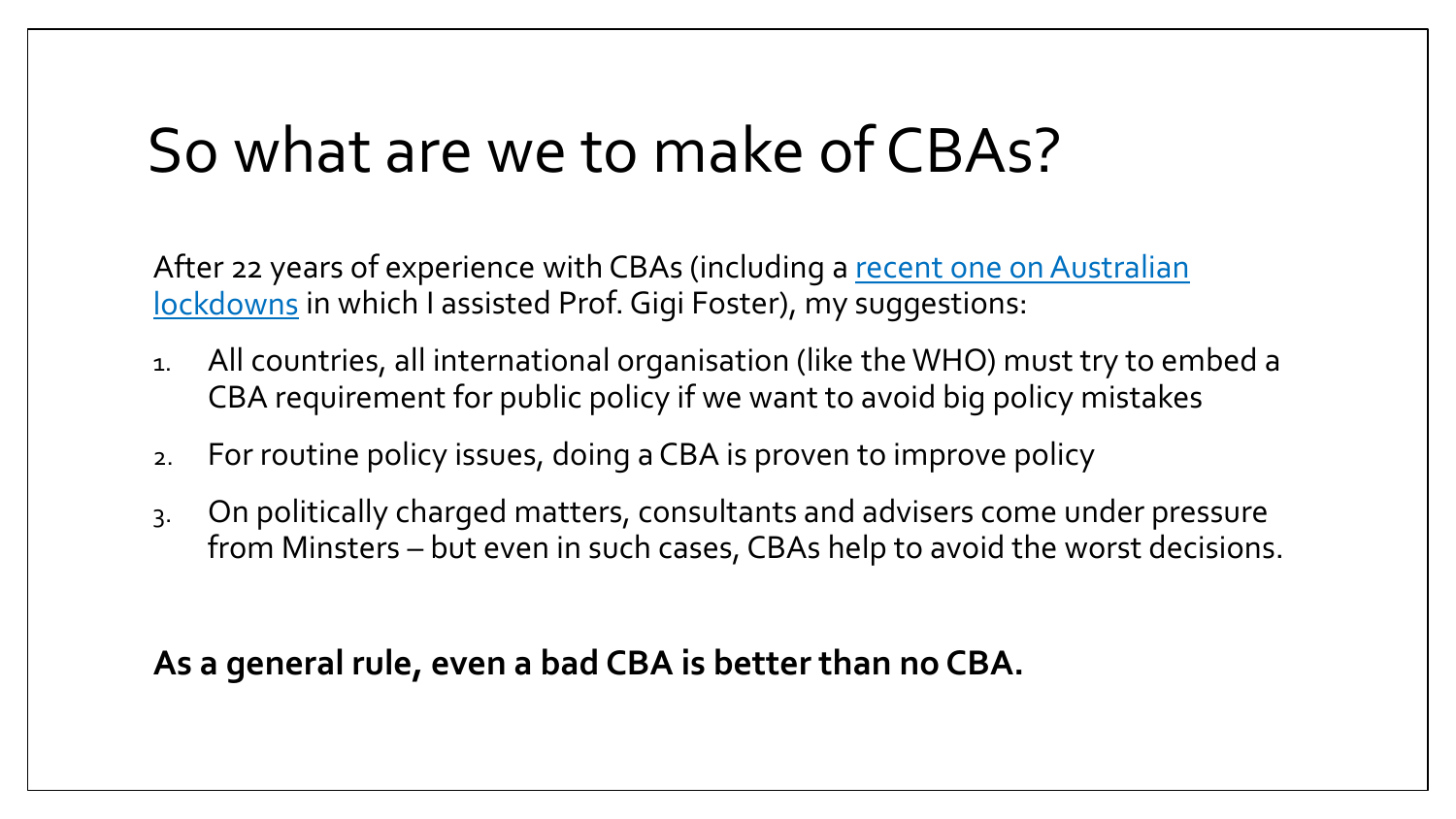# So what are we to make of CBAs?

After 22 years of experience with CBAs (including a recent one on Australian lockdowns in which I assisted Prof. Gigi Foster), my suggestions:

1. All countries, all international organisation (like the WHO) must try to embed a CBA requirement for public policy if we want to avoid big policy mistakes
2. For routine policy issues, doing a CBA is proven to improve policy
3. On politically charged matters, consultants and advisers come under pressure from Minsters – but even in such cases, CBAs help to avoid the worst decisions.

**As a general rule, even a bad CBA is better than no CBA.**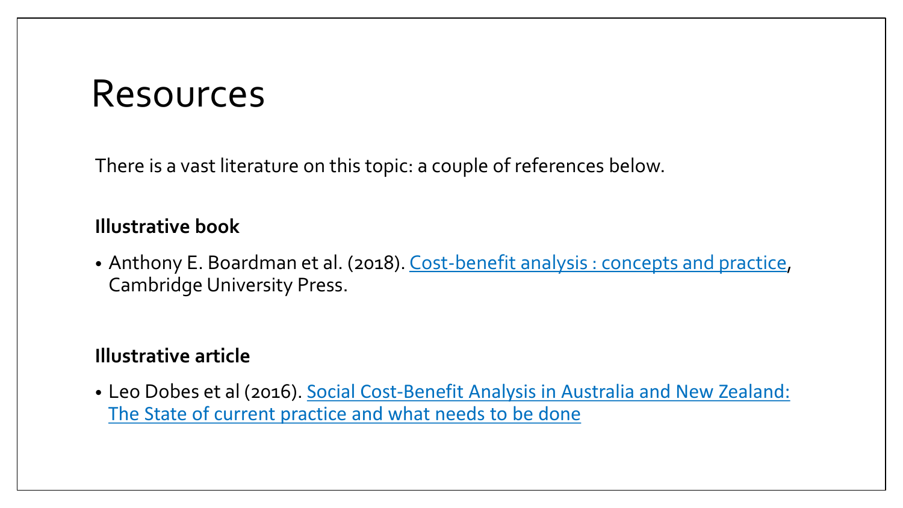# Resources

There is a vast literature on this topic: a couple of references below.

**Illustrative book**

- Anthony E. Boardman et al. (2018). Cost-benefit analysis : concepts and practice, Cambridge University Press.

**Illustrative article**

- Leo Dobes et al (2016). Social Cost-Benefit Analysis in Australia and New Zealand: The State of current practice and what needs to be done